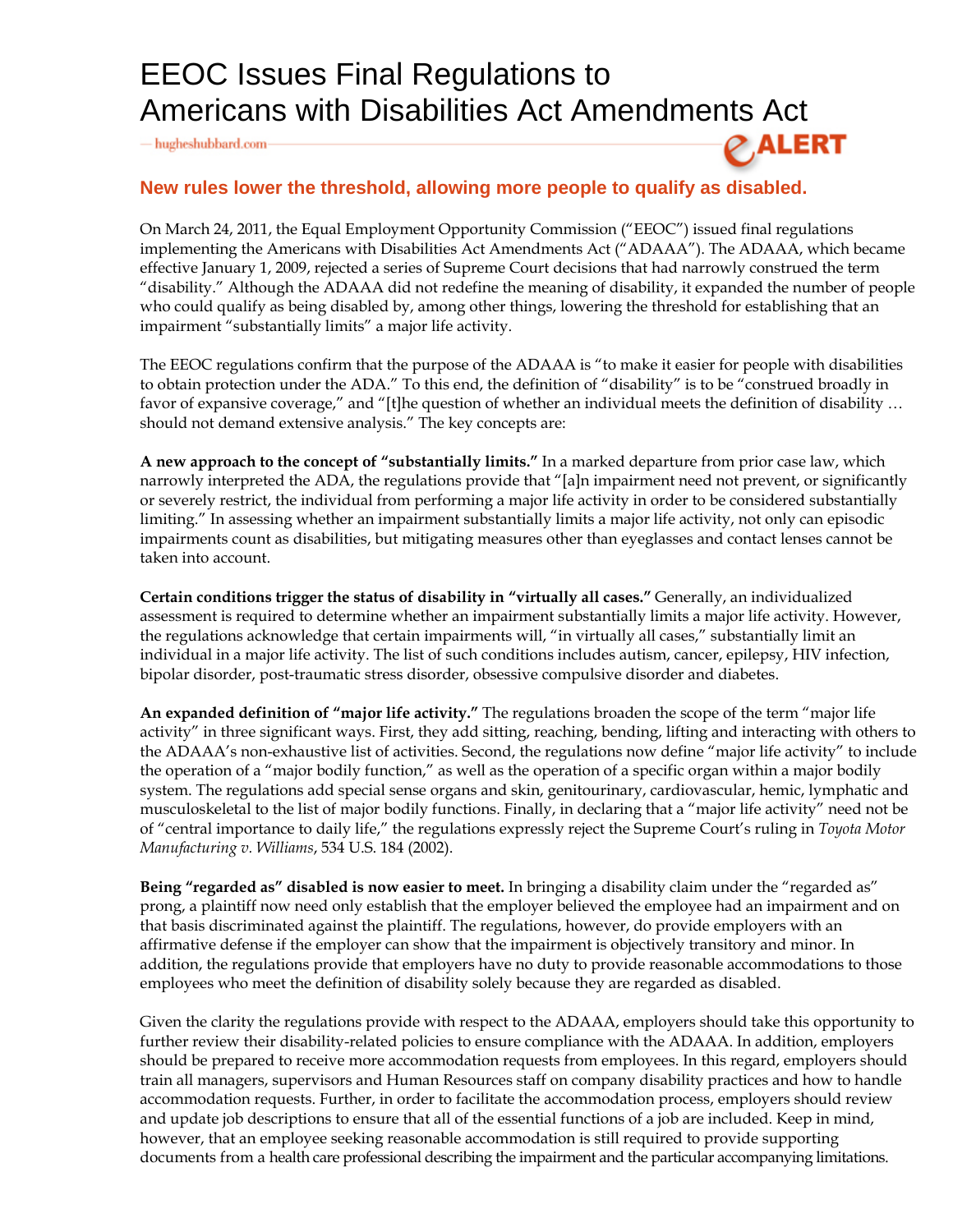# EEOC Issues Final Regulations to Americans with Disabilities Act Amendments Act

— hugheshubbard.com — eALERT

## New rules lower the threshold, allowing more people to qualify as disabled.

On March 24, 2011, the Equal Employment Opportunity Commission ("EEOC") issued final regulations implementing the Americans with Disabilities Act Amendments Act ("ADAAA"). The ADAAA, which became effective January 1, 2009, rejected a series of Supreme Court decisions that had narrowly construed the term "disability." Although the ADAAA did not redefine the meaning of disability, it expanded the number of people who could qualify as being disabled by, among other things, lowering the threshold for establishing that an impairment "substantially limits" a major life activity.

The EEOC regulations confirm that the purpose of the ADAAA is "to make it easier for people with disabilities to obtain protection under the ADA." To this end, the definition of "disability" is to be "construed broadly in favor of expansive coverage," and "[t]he question of whether an individual meets the definition of disability … should not demand extensive analysis." The key concepts are:

**A new approach to the concept of "substantially limits."** In a marked departure from prior case law, which narrowly interpreted the ADA, the regulations provide that "[a]n impairment need not prevent, or significantly or severely restrict, the individual from performing a major life activity in order to be considered substantially limiting." In assessing whether an impairment substantially limits a major life activity, not only can episodic impairments count as disabilities, but mitigating measures other than eyeglasses and contact lenses cannot be taken into account.

**Certain conditions trigger the status of disability in "virtually all cases."** Generally, an individualized assessment is required to determine whether an impairment substantially limits a major life activity. However, the regulations acknowledge that certain impairments will, "in virtually all cases," substantially limit an individual in a major life activity. The list of such conditions includes autism, cancer, epilepsy, HIV infection, bipolar disorder, post-traumatic stress disorder, obsessive compulsive disorder and diabetes.

**An expanded definition of "major life activity."** The regulations broaden the scope of the term "major life activity" in three significant ways. First, they add sitting, reaching, bending, lifting and interacting with others to the ADAAA's non-exhaustive list of activities. Second, the regulations now define "major life activity" to include the operation of a "major bodily function," as well as the operation of a specific organ within a major bodily system. The regulations add special sense organs and skin, genitourinary, cardiovascular, hemic, lymphatic and musculoskeletal to the list of major bodily functions. Finally, in declaring that a "major life activity" need not be of "central importance to daily life," the regulations expressly reject the Supreme Court's ruling in *Toyota Motor Manufacturing v. Williams*, 534 U.S. 184 (2002).

**Being "regarded as" disabled is now easier to meet.** In bringing a disability claim under the "regarded as" prong, a plaintiff now need only establish that the employer believed the employee had an impairment and on that basis discriminated against the plaintiff. The regulations, however, do provide employers with an affirmative defense if the employer can show that the impairment is objectively transitory and minor. In addition, the regulations provide that employers have no duty to provide reasonable accommodations to those employees who meet the definition of disability solely because they are regarded as disabled.

Given the clarity the regulations provide with respect to the ADAAA, employers should take this opportunity to further review their disability-related policies to ensure compliance with the ADAAA. In addition, employers should be prepared to receive more accommodation requests from employees. In this regard, employers should train all managers, supervisors and Human Resources staff on company disability practices and how to handle accommodation requests. Further, in order to facilitate the accommodation process, employers should review and update job descriptions to ensure that all of the essential functions of a job are included. Keep in mind, however, that an employee seeking reasonable accommodation is still required to provide supporting documents from a health care professional describing the impairment and the particular accompanying limitations.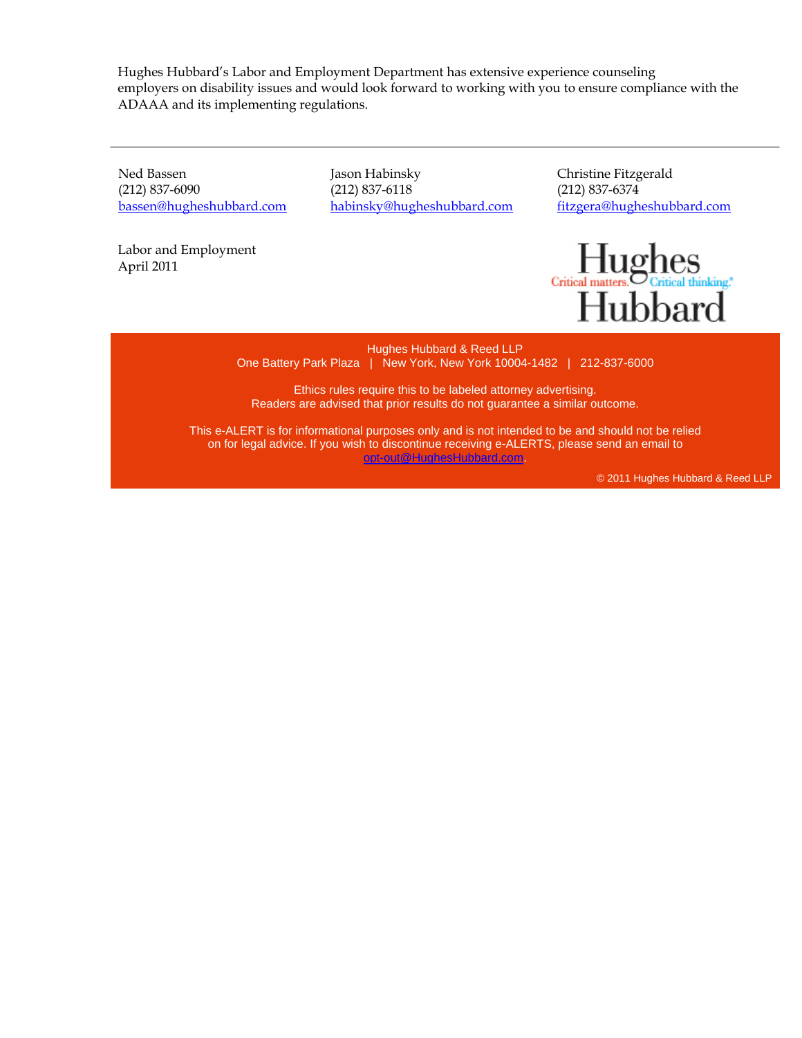Hughes Hubbard's Labor and Employment Department has extensive experience counseling employers on disability issues and would look forward to working with you to ensure compliance with the ADAAA and its implementing regulations.

---

| | | |
|---|---|---|
| Ned Bassen<br>(212) 837-6090<br>bassen@hugheshubbard.com | Jason Habinsky<br>(212) 837-6118<br>habinsky@hugheshubbard.com | Christine Fitzgerald<br>(212) 837-6374<br>fitzgera@hugheshubbard.com |

Labor and Employment
April 2011

Hughes Hubbard
Critical matters. Critical thinking.®

Hughes Hubbard & Reed LLP
One Battery Park Plaza | New York, New York 10004-1482 | 212-837-6000

Ethics rules require this to be labeled attorney advertising.
Readers are advised that prior results do not guarantee a similar outcome.

This e-ALERT is for informational purposes only and is not intended to be and should not be relied on for legal advice. If you wish to discontinue receiving e-ALERTS, please send an email to opt-out@HughesHubbard.com.

© 2011 Hughes Hubbard & Reed LLP